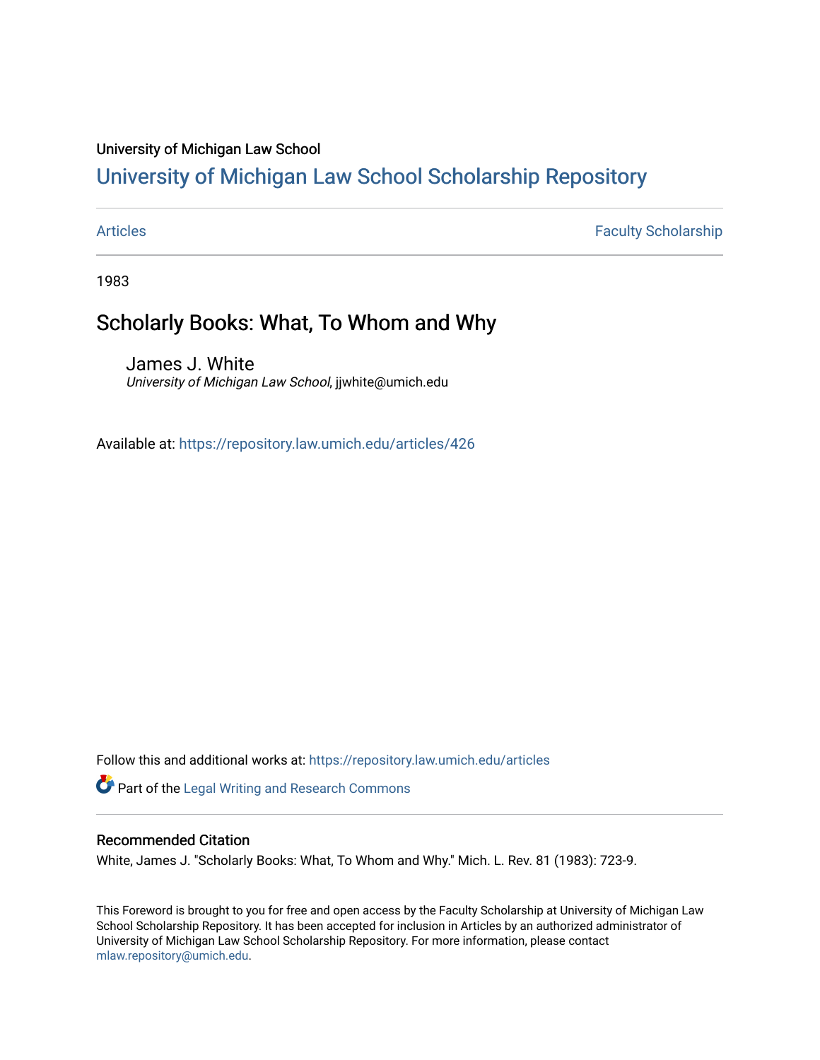University of Michigan Law School

# University of Michigan Law School Scholarship Repository

Articles | Faculty Scholarship

1983

## Scholarly Books: What, To Whom and Why

James J. White
*University of Michigan Law School*, jjwhite@umich.edu

Available at: https://repository.law.umich.edu/articles/426

Follow this and additional works at: https://repository.law.umich.edu/articles

Part of the Legal Writing and Research Commons

### Recommended Citation

White, James J. "Scholarly Books: What, To Whom and Why." Mich. L. Rev. 81 (1983): 723-9.

This Foreword is brought to you for free and open access by the Faculty Scholarship at University of Michigan Law School Scholarship Repository. It has been accepted for inclusion in Articles by an authorized administrator of University of Michigan Law School Scholarship Repository. For more information, please contact mlaw.repository@umich.edu.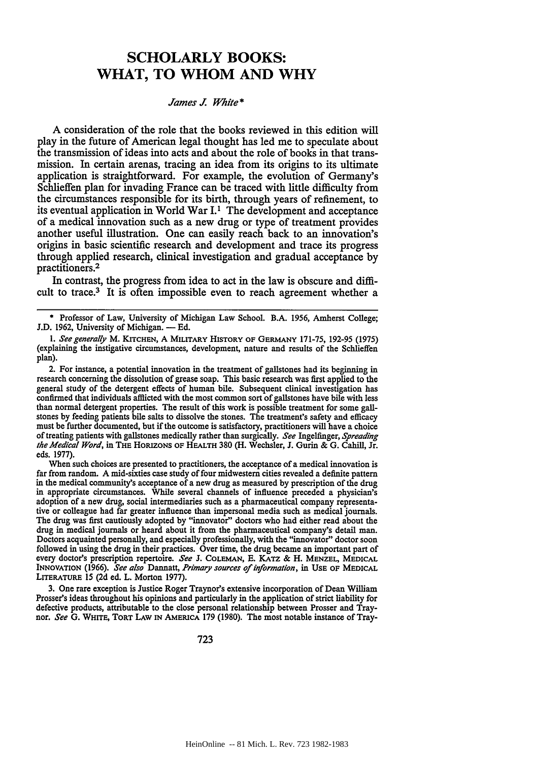# SCHOLARLY BOOKS: WHAT, TO WHOM AND WHY

*James J. White**

A consideration of the role that the books reviewed in this edition will play in the future of American legal thought has led me to speculate about the transmission of ideas into acts and about the role of books in that transmission. In certain arenas, tracing an idea from its origins to its ultimate application is straightforward. For example, the evolution of Germany's Schlieffen plan for invading France can be traced with little difficulty from the circumstances responsible for its birth, through years of refinement, to its eventual application in World War I.[1] The development and acceptance of a medical innovation such as a new drug or type of treatment provides another useful illustration. One can easily reach back to an innovation's origins in basic scientific research and development and trace its progress through applied research, clinical investigation and gradual acceptance by practitioners.[2]

In contrast, the progress from idea to act in the law is obscure and difficult to trace.[3] It is often impossible even to reach agreement whether a

---

\* Professor of Law, University of Michigan Law School. B.A. 1956, Amherst College; J.D. 1962, University of Michigan. — Ed.

1. *See generally* M. KITCHEN, A MILITARY HISTORY OF GERMANY 171-75, 192-95 (1975) (explaining the instigative circumstances, development, nature and results of the Schlieffen plan).

2. For instance, a potential innovation in the treatment of gallstones had its beginning in research concerning the dissolution of grease soap. This basic research was first applied to the general study of the detergent effects of human bile. Subsequent clinical investigation has confirmed that individuals afflicted with the most common sort of gallstones have bile with less than normal detergent properties. The result of this work is possible treatment for some gallstones by feeding patients bile salts to dissolve the stones. The treatment's safety and efficacy must be further documented, but if the outcome is satisfactory, practitioners will have a choice of treating patients with gallstones medically rather than surgically. *See* Ingelfinger, *Spreading the Medical Word*, in THE HORIZONS OF HEALTH 380 (H. Wechsler, J. Gurin & G. Cahill, Jr. eds. 1977).

When such choices are presented to practitioners, the acceptance of a medical innovation is far from random. A mid-sixties case study of four midwestern cities revealed a definite pattern in the medical community's acceptance of a new drug as measured by prescription of the drug in appropriate circumstances. While several channels of influence preceded a physician's adoption of a new drug, social intermediaries such as a pharmaceutical company representative or colleague had far greater influence than impersonal media such as medical journals. The drug was first cautiously adopted by "innovator" doctors who had either read about the drug in medical journals or heard about it from the pharmaceutical company's detail man. Doctors acquainted personally, and especially professionally, with the "innovator" doctor soon followed in using the drug in their practices. Over time, the drug became an important part of every doctor's prescription repertoire. *See* J. COLEMAN, E. KATZ & H. MENZEL, MEDICAL INNOVATION (1966). *See also* Dannatt, *Primary sources of information*, in USE OF MEDICAL LITERATURE 15 (2d ed. L. Morton 1977).

3. One rare exception is Justice Roger Traynor's extensive incorporation of Dean William Prosser's ideas throughout his opinions and particularly in the application of strict liability for defective products, attributable to the close personal relationship between Prosser and Traynor. *See* G. WHITE, TORT LAW IN AMERICA 179 (1980). The most notable instance of Tray-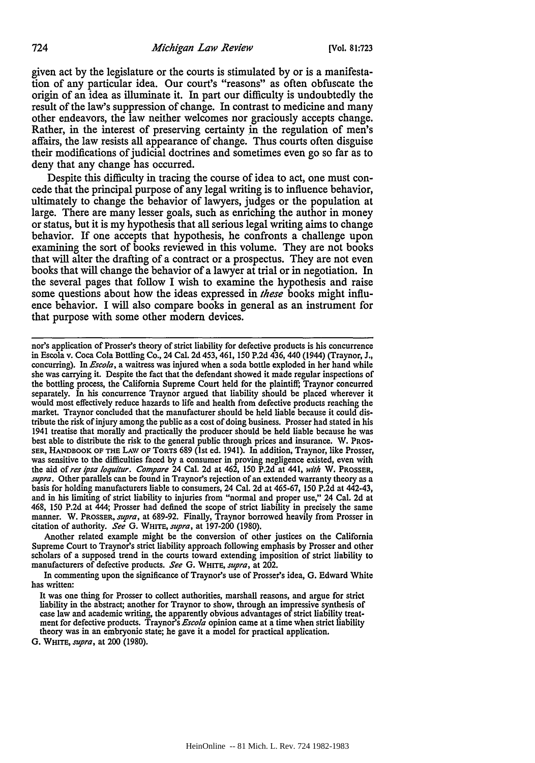given act by the legislature or the courts is stimulated by or is a manifestation of any particular idea. Our court's "reasons" as often obfuscate the origin of an idea as illuminate it. In part our difficulty is undoubtedly the result of the law's suppression of change. In contrast to medicine and many other endeavors, the law neither welcomes nor graciously accepts change. Rather, in the interest of preserving certainty in the regulation of men's affairs, the law resists all appearance of change. Thus courts often disguise their modifications of judicial doctrines and sometimes even go so far as to deny that any change has occurred.

Despite this difficulty in tracing the course of idea to act, one must concede that the principal purpose of any legal writing is to influence behavior, ultimately to change the behavior of lawyers, judges or the population at large. There are many lesser goals, such as enriching the author in money or status, but it is my hypothesis that all serious legal writing aims to change behavior. If one accepts that hypothesis, he confronts a challenge upon examining the sort of books reviewed in this volume. They are not books that will alter the drafting of a contract or a prospectus. They are not even books that will change the behavior of a lawyer at trial or in negotiation. In the several pages that follow I wish to examine the hypothesis and raise some questions about how the ideas expressed in *these* books might influence behavior. I will also compare books in general as an instrument for that purpose with some other modern devices.

---

nor's application of Prosser's theory of strict liability for defective products is his concurrence in Escola v. Coca Cola Bottling Co., 24 Cal. 2d 453, 461, 150 P.2d 436, 440 (1944) (Traynor, J., concurring). In *Escola*, a waitress was injured when a soda bottle exploded in her hand while she was carrying it. Despite the fact that the defendant showed it made regular inspections of the bottling process, the California Supreme Court held for the plaintiff; Traynor concurred separately. In his concurrence Traynor argued that liability should be placed wherever it would most effectively reduce hazards to life and health from defective products reaching the market. Traynor concluded that the manufacturer should be held liable because it could distribute the risk of injury among the public as a cost of doing business. Prosser had stated in his 1941 treatise that morally and practically the producer should be held liable because he was best able to distribute the risk to the general public through prices and insurance. W. PROSSER, HANDBOOK OF THE LAW OF TORTS 689 (1st ed. 1941). In addition, Traynor, like Prosser, was sensitive to the difficulties faced by a consumer in proving negligence existed, even with the aid of *res ipsa loquitur*. *Compare* 24 Cal. 2d at 462, 150 P.2d at 441, *with* W. PROSSER, *supra*. Other parallels can be found in Traynor's rejection of an extended warranty theory as a basis for holding manufacturers liable to consumers, 24 Cal. 2d at 465-67, 150 P.2d at 442-43, and in his limiting of strict liability to injuries from "normal and proper use," 24 Cal. 2d at 468, 150 P.2d at 444; Prosser had defined the scope of strict liability in precisely the same manner. W. PROSSER, *supra*, at 689-92. Finally, Traynor borrowed heavily from Prosser in citation of authority. *See* G. WHITE, *supra*, at 197-200 (1980).

Another related example might be the conversion of other justices on the California Supreme Court to Traynor's strict liability approach following emphasis by Prosser and other scholars of a supposed trend in the courts toward extending imposition of strict liability to manufacturers of defective products. *See* G. WHITE, *supra*, at 202.

In commenting upon the significance of Traynor's use of Prosser's idea, G. Edward White has written:

> It was one thing for Prosser to collect authorities, marshall reasons, and argue for strict liability in the abstract; another for Traynor to show, through an impressive synthesis of case law and academic writing, the apparently obvious advantages of strict liability treatment for defective products. Traynor's *Escola* opinion came at a time when strict liability theory was in an embryonic state; he gave it a model for practical application.

G. WHITE, *supra*, at 200 (1980).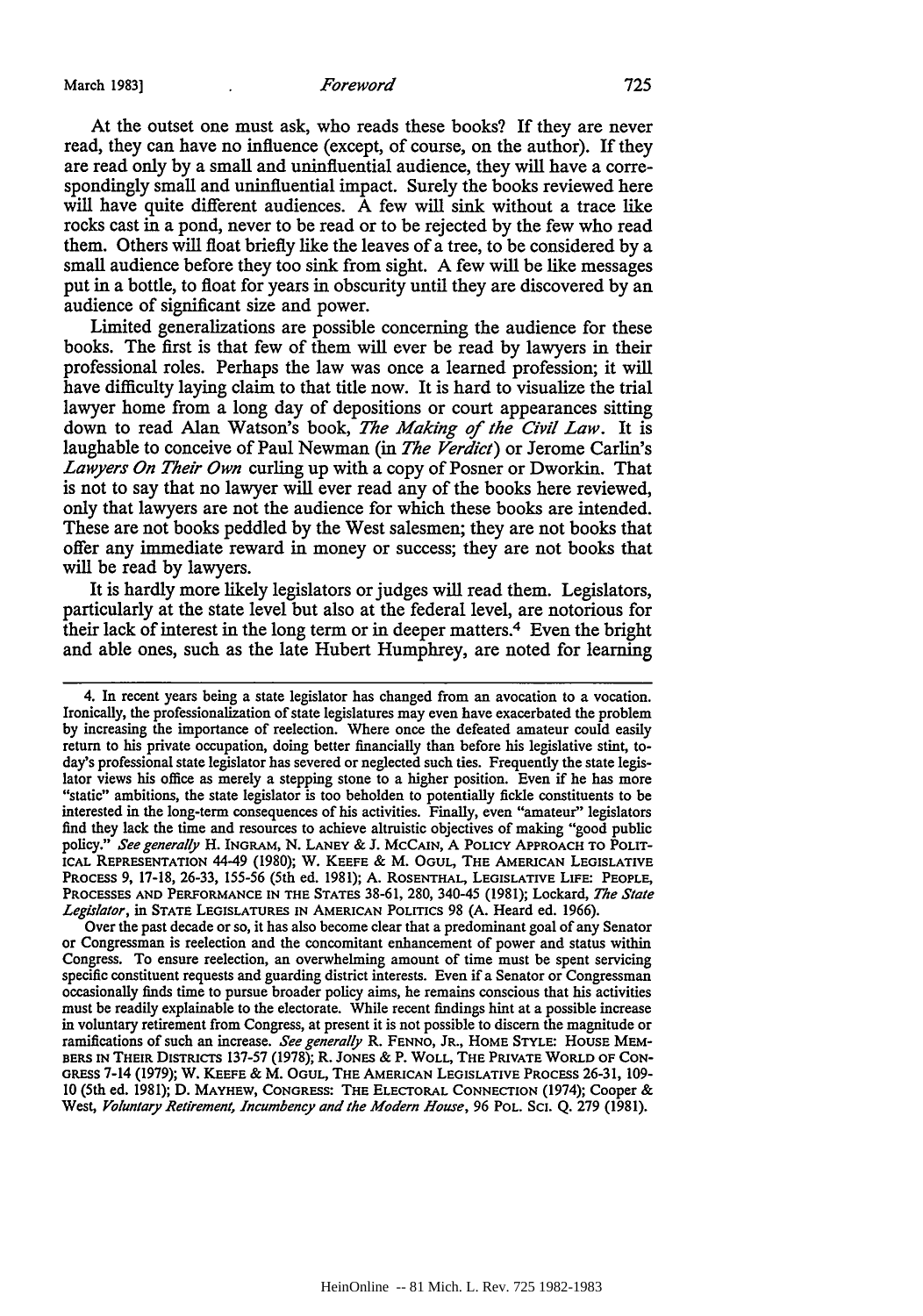At the outset one must ask, who reads these books? If they are never read, they can have no influence (except, of course, on the author). If they are read only by a small and uninfluential audience, they will have a correspondingly small and uninfluential impact. Surely the books reviewed here will have quite different audiences. A few will sink without a trace like rocks cast in a pond, never to be read or to be rejected by the few who read them. Others will float briefly like the leaves of a tree, to be considered by a small audience before they too sink from sight. A few will be like messages put in a bottle, to float for years in obscurity until they are discovered by an audience of significant size and power.

Limited generalizations are possible concerning the audience for these books. The first is that few of them will ever be read by lawyers in their professional roles. Perhaps the law was once a learned profession; it will have difficulty laying claim to that title now. It is hard to visualize the trial lawyer home from a long day of depositions or court appearances sitting down to read Alan Watson's book, *The Making of the Civil Law*. It is laughable to conceive of Paul Newman (in *The Verdict*) or Jerome Carlin's *Lawyers On Their Own* curling up with a copy of Posner or Dworkin. That is not to say that no lawyer will ever read any of the books here reviewed, only that lawyers are not the audience for which these books are intended. These are not books peddled by the West salesmen; they are not books that offer any immediate reward in money or success; they are not books that will be read by lawyers.

It is hardly more likely legislators or judges will read them. Legislators, particularly at the state level but also at the federal level, are notorious for their lack of interest in the long term or in deeper matters.[4] Even the bright and able ones, such as the late Hubert Humphrey, are noted for learning

---

4. In recent years being a state legislator has changed from an avocation to a vocation. Ironically, the professionalization of state legislatures may even have exacerbated the problem by increasing the importance of reelection. Where once the defeated amateur could easily return to his private occupation, doing better financially than before his legislative stint, today's professional state legislator has severed or neglected such ties. Frequently the state legislator views his office as merely a stepping stone to a higher position. Even if he has more "static" ambitions, the state legislator is too beholden to potentially fickle constituents to be interested in the long-term consequences of his activities. Finally, even "amateur" legislators find they lack the time and resources to achieve altruistic objectives of making "good public policy." *See generally* H. INGRAM, N. LANEY & J. MCCAIN, A POLICY APPROACH TO POLITICAL REPRESENTATION 44-49 (1980); W. KEEFE & M. OGUL, THE AMERICAN LEGISLATIVE PROCESS 9, 17-18, 26-33, 155-56 (5th ed. 1981); A. ROSENTHAL, LEGISLATIVE LIFE: PEOPLE, PROCESSES AND PERFORMANCE IN THE STATES 38-61, 280, 340-45 (1981); Lockard, *The State Legislator*, in STATE LEGISLATURES IN AMERICAN POLITICS 98 (A. Heard ed. 1966).

Over the past decade or so, it has also become clear that a predominant goal of any Senator or Congressman is reelection and the concomitant enhancement of power and status within Congress. To ensure reelection, an overwhelming amount of time must be spent servicing specific constituent requests and guarding district interests. Even if a Senator or Congressman occasionally finds time to pursue broader policy aims, he remains conscious that his activities must be readily explainable to the electorate. While recent findings hint at a possible increase in voluntary retirement from Congress, at present it is not possible to discern the magnitude or ramifications of such an increase. *See generally* R. FENNO, JR., HOME STYLE: HOUSE MEMBERS IN THEIR DISTRICTS 137-57 (1978); R. JONES & P. WOLL, THE PRIVATE WORLD OF CONGRESS 7-14 (1979); W. KEEFE & M. OGUL, THE AMERICAN LEGISLATIVE PROCESS 26-31, 109-10 (5th ed. 1981); D. MAYHEW, CONGRESS: THE ELECTORAL CONNECTION (1974); Cooper & West, *Voluntary Retirement, Incumbency and the Modern House*, 96 POL. SCI. Q. 279 (1981).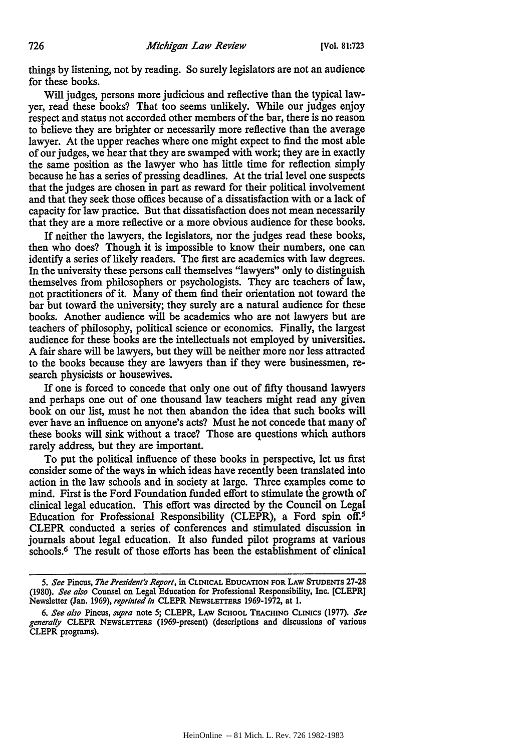things by listening, not by reading. So surely legislators are not an audience for these books.

Will judges, persons more judicious and reflective than the typical lawyer, read these books? That too seems unlikely. While our judges enjoy respect and status not accorded other members of the bar, there is no reason to believe they are brighter or necessarily more reflective than the average lawyer. At the upper reaches where one might expect to find the most able of our judges, we hear that they are swamped with work; they are in exactly the same position as the lawyer who has little time for reflection simply because he has a series of pressing deadlines. At the trial level one suspects that the judges are chosen in part as reward for their political involvement and that they seek those offices because of a dissatisfaction with or a lack of capacity for law practice. But that dissatisfaction does not mean necessarily that they are a more reflective or a more obvious audience for these books.

If neither the lawyers, the legislators, nor the judges read these books, then who does? Though it is impossible to know their numbers, one can identify a series of likely readers. The first are academics with law degrees. In the university these persons call themselves "lawyers" only to distinguish themselves from philosophers or psychologists. They are teachers of law, not practitioners of it. Many of them find their orientation not toward the bar but toward the university; they surely are a natural audience for these books. Another audience will be academics who are not lawyers but are teachers of philosophy, political science or economics. Finally, the largest audience for these books are the intellectuals not employed by universities. A fair share will be lawyers, but they will be neither more nor less attracted to the books because they are lawyers than if they were businessmen, research physicists or housewives.

If one is forced to concede that only one out of fifty thousand lawyers and perhaps one out of one thousand law teachers might read any given book on our list, must he not then abandon the idea that such books will ever have an influence on anyone's acts? Must he not concede that many of these books will sink without a trace? Those are questions which authors rarely address, but they are important.

To put the political influence of these books in perspective, let us first consider some of the ways in which ideas have recently been translated into action in the law schools and in society at large. Three examples come to mind. First is the Ford Foundation funded effort to stimulate the growth of clinical legal education. This effort was directed by the Council on Legal Education for Professional Responsibility (CLEPR), a Ford spin off.[5] CLEPR conducted a series of conferences and stimulated discussion in journals about legal education. It also funded pilot programs at various schools.[6] The result of those efforts has been the establishment of clinical

---

5. *See* Pincus, *The President's Report*, in CLINICAL EDUCATION FOR LAW STUDENTS 27-28 (1980). *See also* Counsel on Legal Education for Professional Responsibility, Inc. [CLEPR] Newsletter (Jan. 1969), *reprinted in* CLEPR NEWSLETTERS 1969-1972, at 1.

6. *See also* Pincus, *supra* note 5; CLEPR, LAW SCHOOL TEACHING CLINICS (1977). *See generally* CLEPR NEWSLETTERS (1969-present) (descriptions and discussions of various CLEPR programs).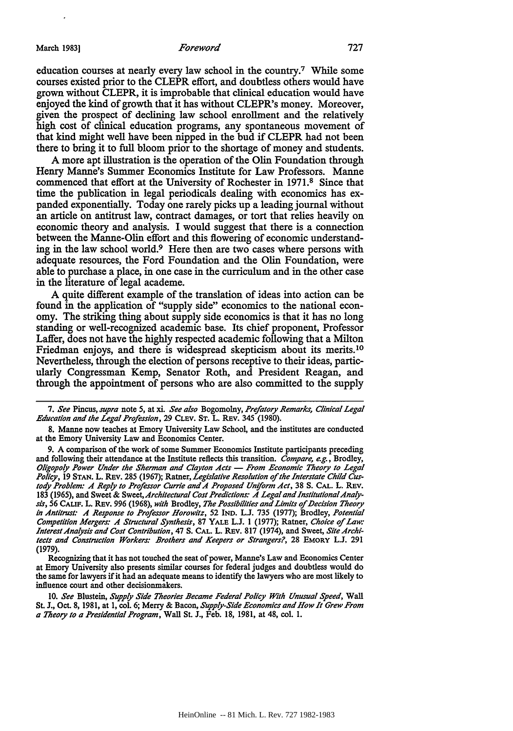education courses at nearly every law school in the country.[7] While some courses existed prior to the CLEPR effort, and doubtless others would have grown without CLEPR, it is improbable that clinical education would have enjoyed the kind of growth that it has without CLEPR's money. Moreover, given the prospect of declining law school enrollment and the relatively high cost of clinical education programs, any spontaneous movement of that kind might well have been nipped in the bud if CLEPR had not been there to bring it to full bloom prior to the shortage of money and students.

A more apt illustration is the operation of the Olin Foundation through Henry Manne's Summer Economics Institute for Law Professors. Manne commenced that effort at the University of Rochester in 1971.[8] Since that time the publication in legal periodicals dealing with economics has expanded exponentially. Today one rarely picks up a leading journal without an article on antitrust law, contract damages, or tort that relies heavily on economic theory and analysis. I would suggest that there is a connection between the Manne-Olin effort and this flowering of economic understanding in the law school world.[9] Here then are two cases where persons with adequate resources, the Ford Foundation and the Olin Foundation, were able to purchase a place, in one case in the curriculum and in the other case in the literature of legal academe.

A quite different example of the translation of ideas into action can be found in the application of "supply side" economics to the national economy. The striking thing about supply side economics is that it has no long standing or well-recognized academic base. Its chief proponent, Professor Laffer, does not have the highly respected academic following that a Milton Friedman enjoys, and there is widespread skepticism about its merits.[10] Nevertheless, through the election of persons receptive to their ideas, particularly Congressman Kemp, Senator Roth, and President Reagan, and through the appointment of persons who are also committed to the supply

---

7. *See* Pincus, *supra* note 5, at xi. *See also* Bogomolny, *Prefatory Remarks, Clinical Legal Education and the Legal Profession*, 29 CLEV. ST. L. REV. 345 (1980).

8. Manne now teaches at Emory University Law School, and the institutes are conducted at the Emory University Law and Economics Center.

9. A comparison of the work of some Summer Economics Institute participants preceding and following their attendance at the Institute reflects this transition. *Compare, e.g.*, Brodley, *Oligopoly Power Under the Sherman and Clayton Acts — From Economic Theory to Legal Policy*, 19 STAN. L. REV. 285 (1967); Ratner, *Legislative Resolution of the Interstate Child Custody Problem: A Reply to Professor Currie and A Proposed Uniform Act*, 38 S. CAL. L. REV. 183 (1965), and Sweet & Sweet, *Architectural Cost Predictions: A Legal and Institutional Analysis*, 56 CALIF. L. REV. 996 (1968), *with* Brodley, *The Possibilities and Limits of Decision Theory in Antitrust: A Response to Professor Horowitz*, 52 IND. L.J. 735 (1977); Brodley, *Potential Competition Mergers: A Structural Synthesis*, 87 YALE L.J. 1 (1977); Ratner, *Choice of Law: Interest Analysis and Cost Contribution*, 47 S. CAL. L. REV. 817 (1974), and Sweet, *Site Architects and Construction Workers: Brothers and Keepers or Strangers?*, 28 EMORY L.J. 291 (1979).

Recognizing that it has not touched the seat of power, Manne's Law and Economics Center at Emory University also presents similar courses for federal judges and doubtless would do the same for lawyers if it had an adequate means to identify the lawyers who are most likely to influence court and other decisionmakers.

10. *See* Blustein, *Supply Side Theories Became Federal Policy With Unusual Speed*, Wall St. J., Oct. 8, 1981, at 1, col. 6; Merry & Bacon, *Supply-Side Economics and How It Grew From a Theory to a Presidential Program*, Wall St. J., Feb. 18, 1981, at 48, col. 1.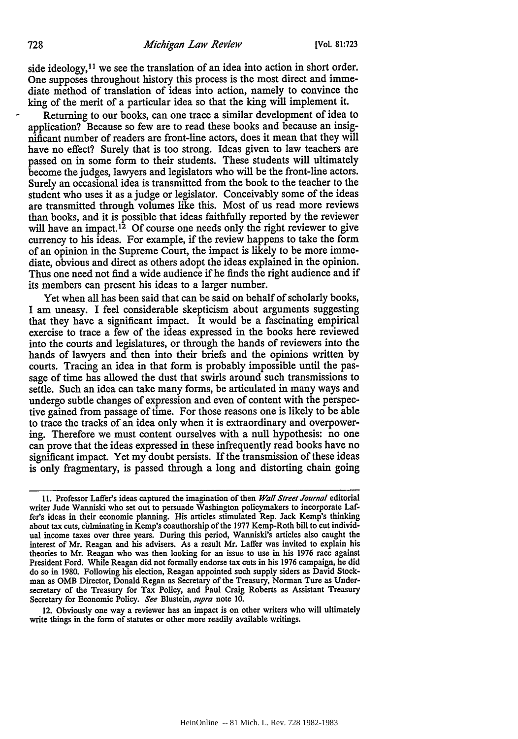side ideology,[11] we see the translation of an idea into action in short order. One supposes throughout history this process is the most direct and immediate method of translation of ideas into action, namely to convince the king of the merit of a particular idea so that the king will implement it.

Returning to our books, can one trace a similar development of idea to application? Because so few are to read these books and because an insignificant number of readers are front-line actors, does it mean that they will have no effect? Surely that is too strong. Ideas given to law teachers are passed on in some form to their students. These students will ultimately become the judges, lawyers and legislators who will be the front-line actors. Surely an occasional idea is transmitted from the book to the teacher to the student who uses it as a judge or legislator. Conceivably some of the ideas are transmitted through volumes like this. Most of us read more reviews than books, and it is possible that ideas faithfully reported by the reviewer will have an impact.[12] Of course one needs only the right reviewer to give currency to his ideas. For example, if the review happens to take the form of an opinion in the Supreme Court, the impact is likely to be more immediate, obvious and direct as others adopt the ideas explained in the opinion. Thus one need not find a wide audience if he finds the right audience and if its members can present his ideas to a larger number.

Yet when all has been said that can be said on behalf of scholarly books, I am uneasy. I feel considerable skepticism about arguments suggesting that they have a significant impact. It would be a fascinating empirical exercise to trace a few of the ideas expressed in the books here reviewed into the courts and legislatures, or through the hands of reviewers into the hands of lawyers and then into their briefs and the opinions written by courts. Tracing an idea in that form is probably impossible until the passage of time has allowed the dust that swirls around such transmissions to settle. Such an idea can take many forms, be articulated in many ways and undergo subtle changes of expression and even of content with the perspective gained from passage of time. For those reasons one is likely to be able to trace the tracks of an idea only when it is extraordinary and overpowering. Therefore we must content ourselves with a null hypothesis: no one can prove that the ideas expressed in these infrequently read books have no significant impact. Yet my doubt persists. If the transmission of these ideas is only fragmentary, is passed through a long and distorting chain going

---

11. Professor Laffer's ideas captured the imagination of then *Wall Street Journal* editorial writer Jude Wanniski who set out to persuade Washington policymakers to incorporate Laffer's ideas in their economic planning. His articles stimulated Rep. Jack Kemp's thinking about tax cuts, culminating in Kemp's coauthorship of the 1977 Kemp-Roth bill to cut individual income taxes over three years. During this period, Wanniski's articles also caught the interest of Mr. Reagan and his advisers. As a result Mr. Laffer was invited to explain his theories to Mr. Reagan who was then looking for an issue to use in his 1976 race against President Ford. While Reagan did not formally endorse tax cuts in his 1976 campaign, he did do so in 1980. Following his election, Reagan appointed such supply siders as David Stockman as OMB Director, Donald Regan as Secretary of the Treasury, Norman Ture as Undersecretary of the Treasury for Tax Policy, and Paul Craig Roberts as Assistant Treasury Secretary for Economic Policy. *See* Blustein, *supra* note 10.

12. Obviously one way a reviewer has an impact is on other writers who will ultimately write things in the form of statutes or other more readily available writings.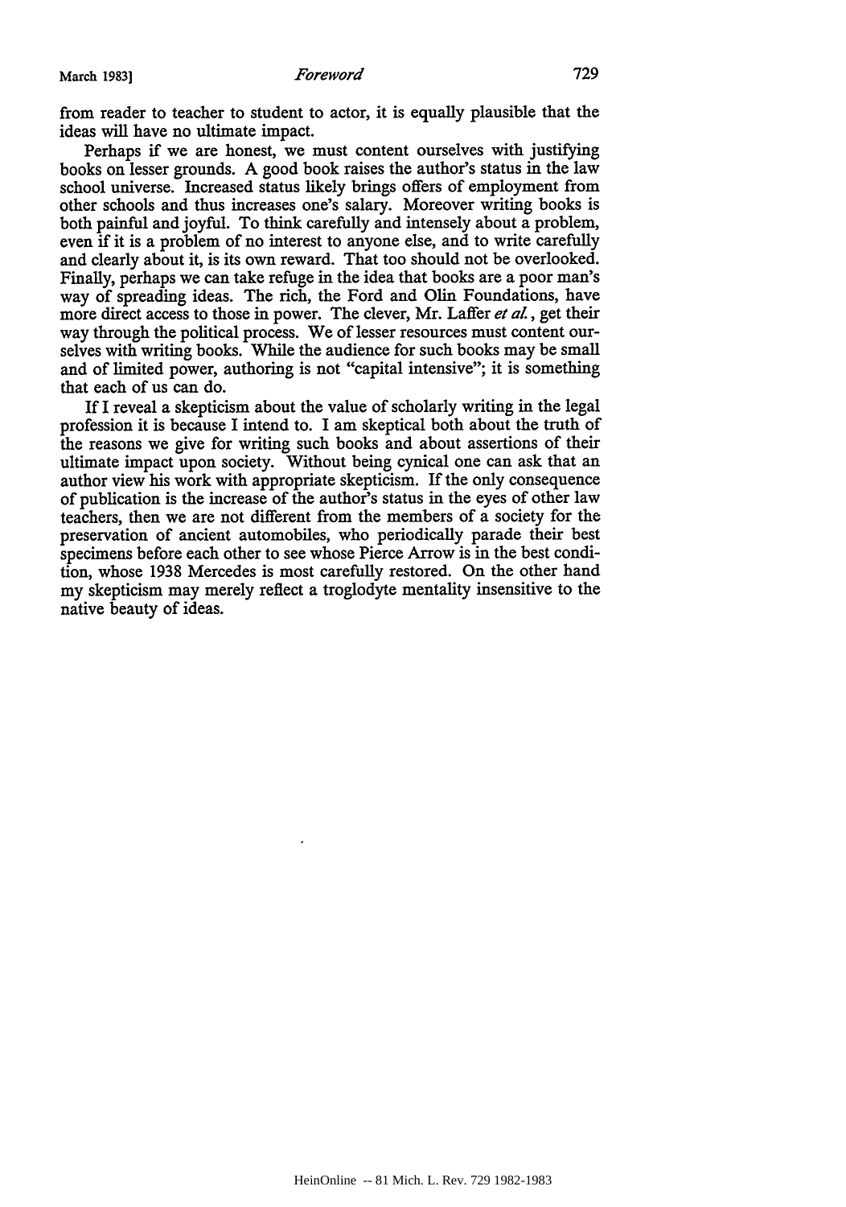from reader to teacher to student to actor, it is equally plausible that the ideas will have no ultimate impact.

Perhaps if we are honest, we must content ourselves with justifying books on lesser grounds. A good book raises the author's status in the law school universe. Increased status likely brings offers of employment from other schools and thus increases one's salary. Moreover writing books is both painful and joyful. To think carefully and intensely about a problem, even if it is a problem of no interest to anyone else, and to write carefully and clearly about it, is its own reward. That too should not be overlooked. Finally, perhaps we can take refuge in the idea that books are a poor man's way of spreading ideas. The rich, the Ford and Olin Foundations, have more direct access to those in power. The clever, Mr. Laffer *et al.*, get their way through the political process. We of lesser resources must content ourselves with writing books. While the audience for such books may be small and of limited power, authoring is not "capital intensive"; it is something that each of us can do.

If I reveal a skepticism about the value of scholarly writing in the legal profession it is because I intend to. I am skeptical both about the truth of the reasons we give for writing such books and about assertions of their ultimate impact upon society. Without being cynical one can ask that an author view his work with appropriate skepticism. If the only consequence of publication is the increase of the author's status in the eyes of other law teachers, then we are not different from the members of a society for the preservation of ancient automobiles, who periodically parade their best specimens before each other to see whose Pierce Arrow is in the best condition, whose 1938 Mercedes is most carefully restored. On the other hand my skepticism may merely reflect a troglodyte mentality insensitive to the native beauty of ideas.